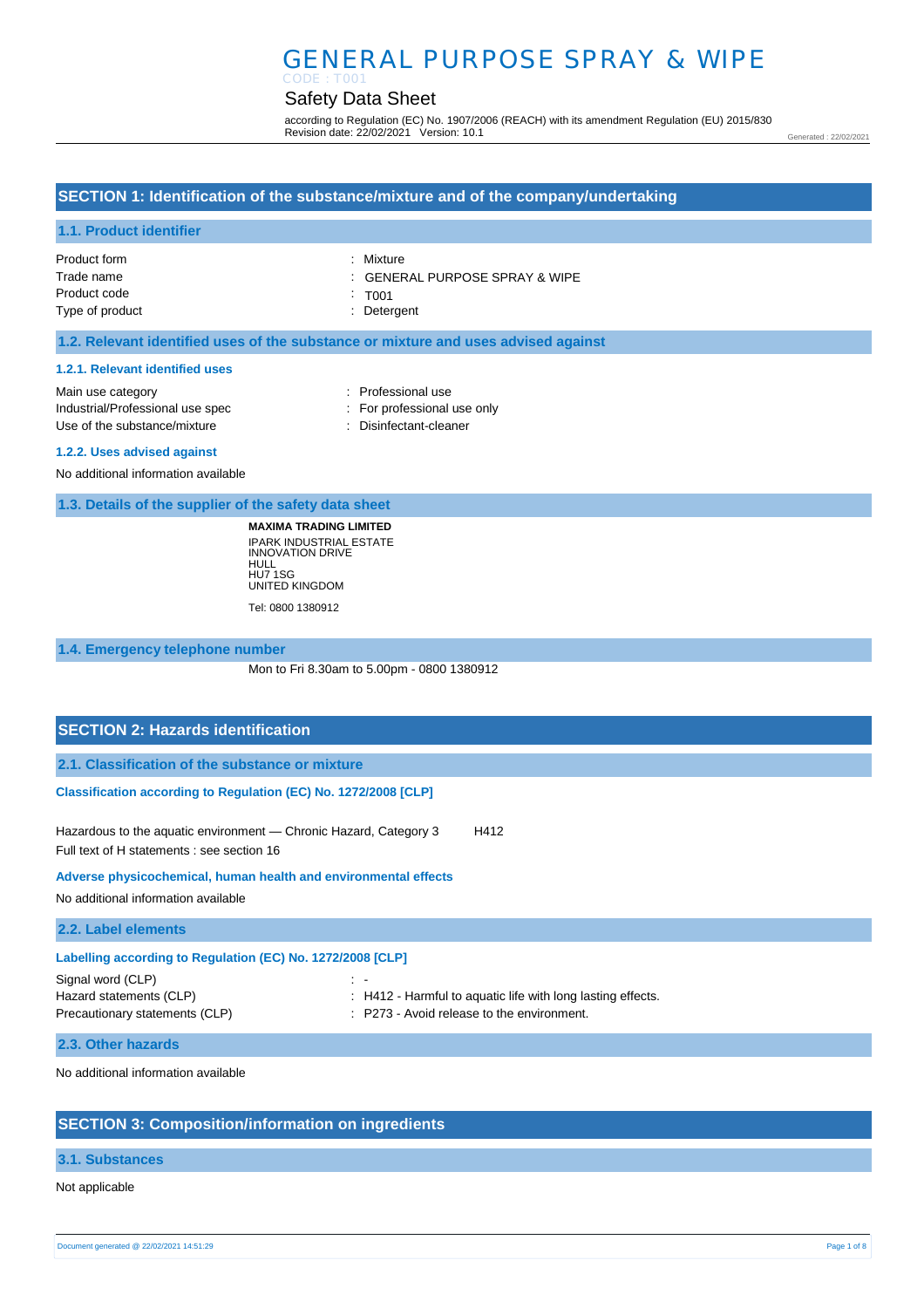# GENERAL PURPOSE SPRAY & WIPE

CODE : T001

## Safety Data Sheet

according to Regulation (EC) No. 1907/2006 (REACH) with its amendment Regulation (EU) 2015/830
Revision date: 22/02/2021 Version: 10.1

Generated : 22/02/2021

## SECTION 1: Identification of the substance/mixture and of the company/undertaking

### 1.1. Product identifier

| | |
|---|---|
| Product form | : Mixture |
| Trade name | : GENERAL PURPOSE SPRAY & WIPE |
| Product code | : T001 |
| Type of product | : Detergent |

### 1.2. Relevant identified uses of the substance or mixture and uses advised against

#### 1.2.1. Relevant identified uses

| | |
|---|---|
| Main use category | : Professional use |
| Industrial/Professional use spec | : For professional use only |
| Use of the substance/mixture | : Disinfectant-cleaner |

#### 1.2.2. Uses advised against

No additional information available

### 1.3. Details of the supplier of the safety data sheet

**MAXIMA TRADING LIMITED**
IPARK INDUSTRIAL ESTATE
INNOVATION DRIVE
HULL
HU7 1SG
UNITED KINGDOM

Tel: 0800 1380912

### 1.4. Emergency telephone number

Mon to Fri 8.30am to 5.00pm - 0800 1380912

## SECTION 2: Hazards identification

### 2.1. Classification of the substance or mixture

**Classification according to Regulation (EC) No. 1272/2008 [CLP]**

Hazardous to the aquatic environment — Chronic Hazard, Category 3 H412

Full text of H statements : see section 16

**Adverse physicochemical, human health and environmental effects**

No additional information available

### 2.2. Label elements

**Labelling according to Regulation (EC) No. 1272/2008 [CLP]**

| | |
|---|---|
| Signal word (CLP) | : - |
| Hazard statements (CLP) | : H412 - Harmful to aquatic life with long lasting effects. |
| Precautionary statements (CLP) | : P273 - Avoid release to the environment. |

### 2.3. Other hazards

No additional information available

## SECTION 3: Composition/information on ingredients

### 3.1. Substances

Not applicable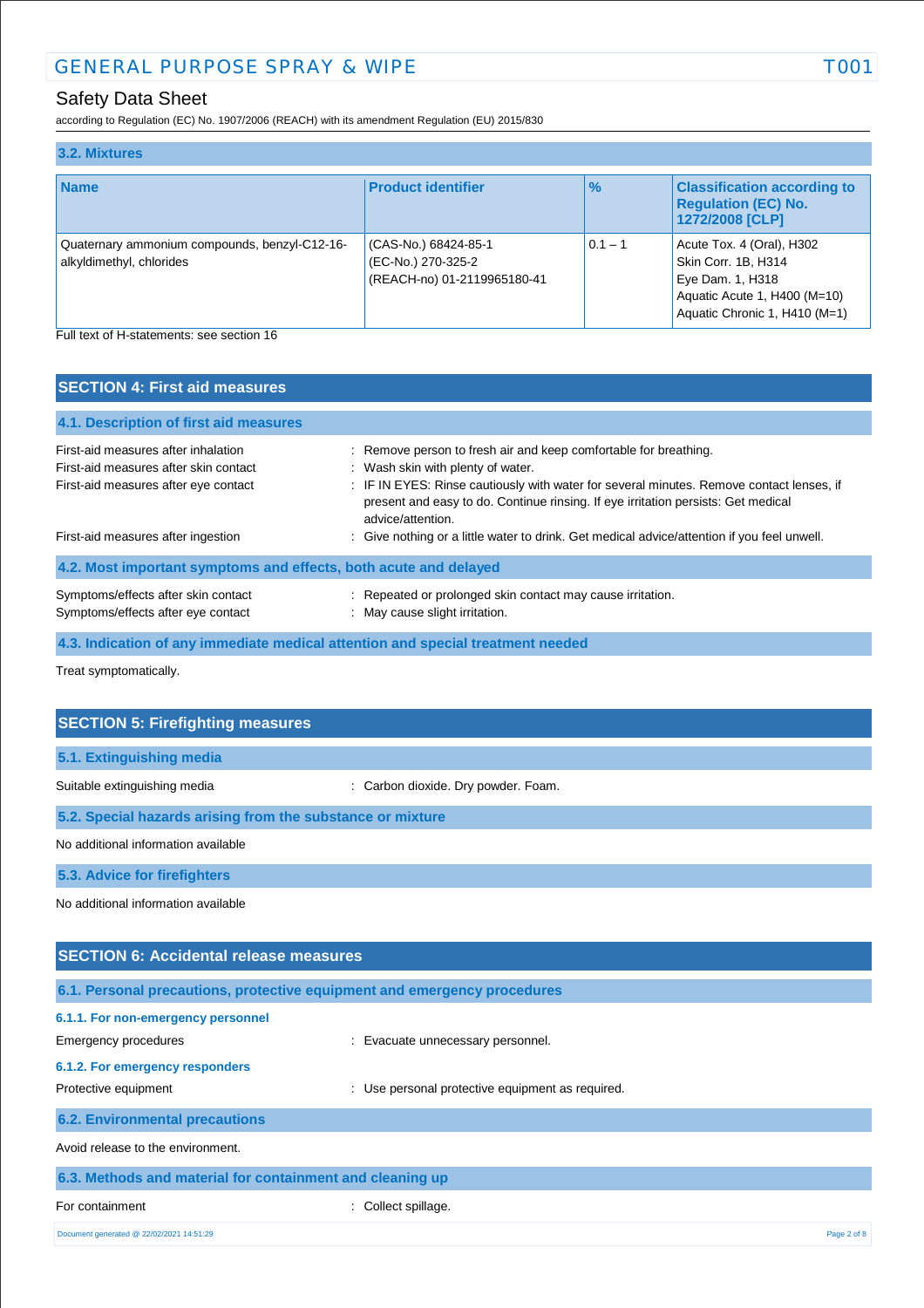### 3.2. Mixtures

| Name | Product identifier | % | Classification according to Regulation (EC) No. 1272/2008 [CLP] |
|---|---|---|---|
| Quaternary ammonium compounds, benzyl-C12-16-alkyldimethyl, chlorides | (CAS-No.) 68424-85-1<br>(EC-No.) 270-325-2<br>(REACH-no) 01-2119965180-41 | 0.1 – 1 | Acute Tox. 4 (Oral), H302<br>Skin Corr. 1B, H314<br>Eye Dam. 1, H318<br>Aquatic Acute 1, H400 (M=10)<br>Aquatic Chronic 1, H410 (M=1) |

Full text of H-statements: see section 16

## SECTION 4: First aid measures

### 4.1. Description of first aid measures

First-aid measures after inhalation : Remove person to fresh air and keep comfortable for breathing.

First-aid measures after skin contact : Wash skin with plenty of water.

First-aid measures after eye contact : IF IN EYES: Rinse cautiously with water for several minutes. Remove contact lenses, if present and easy to do. Continue rinsing. If eye irritation persists: Get medical advice/attention.

First-aid measures after ingestion : Give nothing or a little water to drink. Get medical advice/attention if you feel unwell.

### 4.2. Most important symptoms and effects, both acute and delayed

Symptoms/effects after skin contact : Repeated or prolonged skin contact may cause irritation.

Symptoms/effects after eye contact : May cause slight irritation.

### 4.3. Indication of any immediate medical attention and special treatment needed

Treat symptomatically.

## SECTION 5: Firefighting measures

### 5.1. Extinguishing media

Suitable extinguishing media : Carbon dioxide. Dry powder. Foam.

### 5.2. Special hazards arising from the substance or mixture

No additional information available

### 5.3. Advice for firefighters

No additional information available

## SECTION 6: Accidental release measures

### 6.1. Personal precautions, protective equipment and emergency procedures

#### 6.1.1. For non-emergency personnel

Emergency procedures : Evacuate unnecessary personnel.

#### 6.1.2. For emergency responders

Protective equipment : Use personal protective equipment as required.

### 6.2. Environmental precautions

Avoid release to the environment.

### 6.3. Methods and material for containment and cleaning up

For containment : Collect spillage.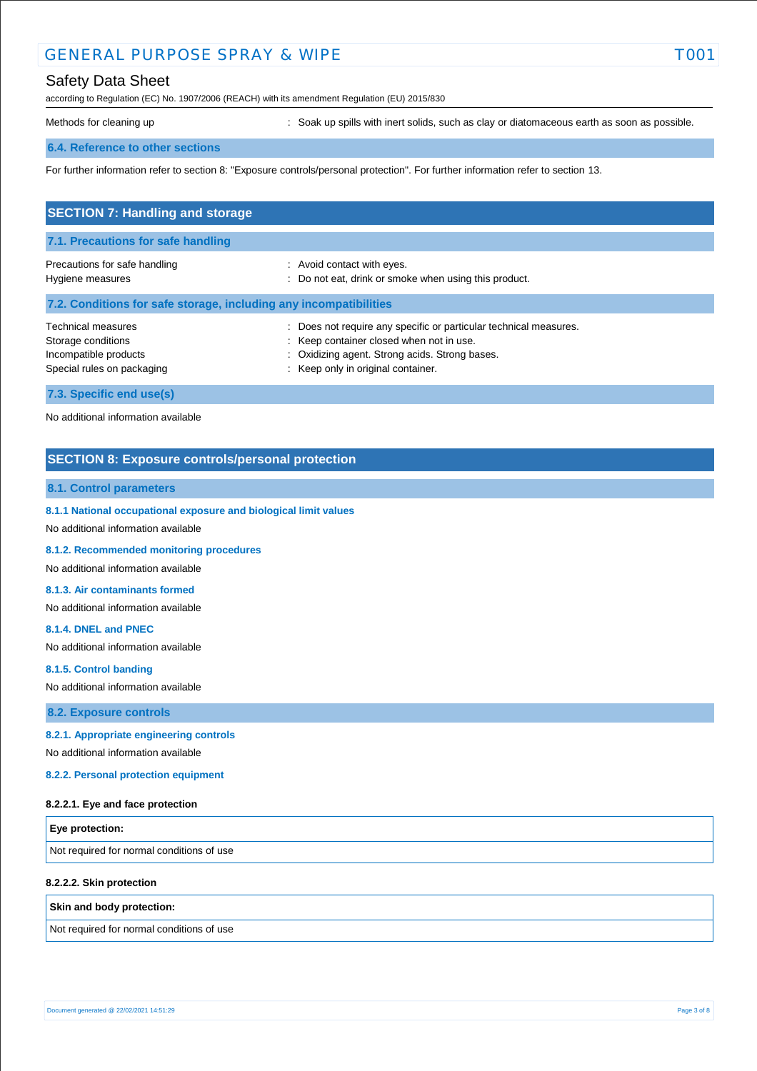Methods for cleaning up : Soak up spills with inert solids, such as clay or diatomaceous earth as soon as possible.

### 6.4. Reference to other sections

For further information refer to section 8: "Exposure controls/personal protection". For further information refer to section 13.

## SECTION 7: Handling and storage

### 7.1. Precautions for safe handling

| | |
|---|---|
| Precautions for safe handling | : Avoid contact with eyes. |
| Hygiene measures | : Do not eat, drink or smoke when using this product. |

### 7.2. Conditions for safe storage, including any incompatibilities

| | |
|---|---|
| Technical measures | : Does not require any specific or particular technical measures. |
| Storage conditions | : Keep container closed when not in use. |
| Incompatible products | : Oxidizing agent. Strong acids. Strong bases. |
| Special rules on packaging | : Keep only in original container. |

### 7.3. Specific end use(s)

No additional information available

## SECTION 8: Exposure controls/personal protection

### 8.1. Control parameters

#### 8.1.1 National occupational exposure and biological limit values

No additional information available

#### 8.1.2. Recommended monitoring procedures

No additional information available

#### 8.1.3. Air contaminants formed

No additional information available

#### 8.1.4. DNEL and PNEC

No additional information available

#### 8.1.5. Control banding

No additional information available

### 8.2. Exposure controls

#### 8.2.1. Appropriate engineering controls

No additional information available

#### 8.2.2. Personal protection equipment

**8.2.2.1. Eye and face protection**

| Eye protection: |
|---|
| Not required for normal conditions of use |

**8.2.2.2. Skin protection**

| Skin and body protection: |
|---|
| Not required for normal conditions of use |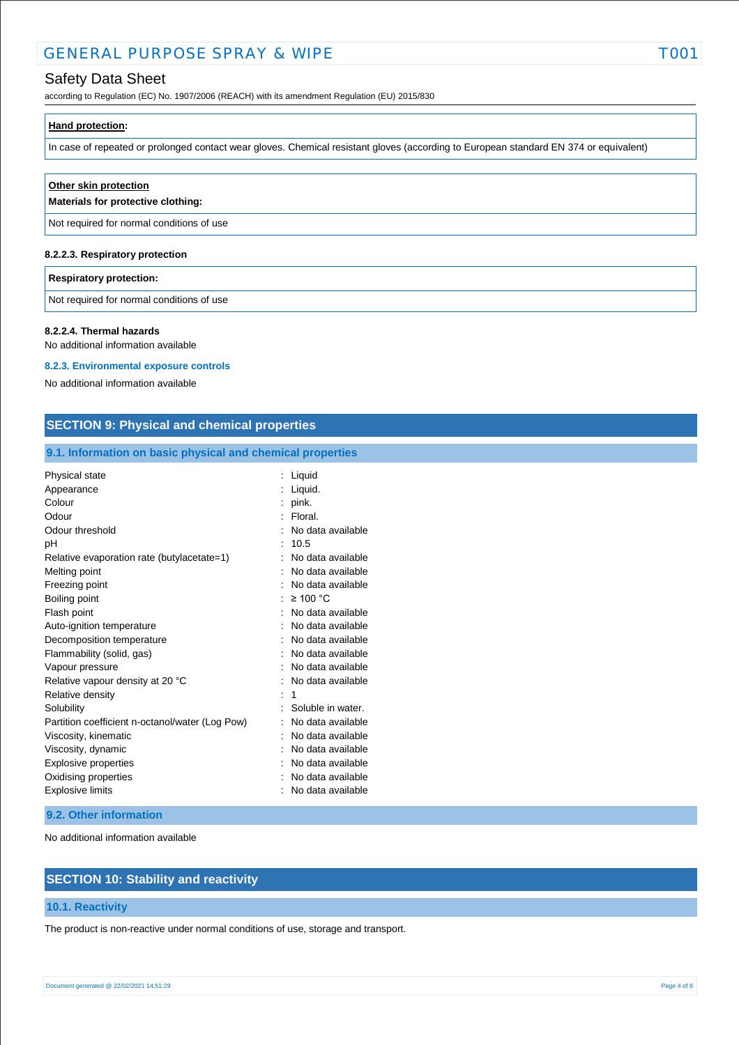| Hand protection: |
| --- |
| In case of repeated or prolonged contact wear gloves. Chemical resistant gloves (according to European standard EN 374 or equivalent) |

| Other skin protection<br>Materials for protective clothing: |
| --- |
| Not required for normal conditions of use |

#### 8.2.2.3. Respiratory protection

| Respiratory protection: |
| --- |
| Not required for normal conditions of use |

#### 8.2.2.4. Thermal hazards

No additional information available

### 8.2.3. Environmental exposure controls

No additional information available

## SECTION 9: Physical and chemical properties

### 9.1. Information on basic physical and chemical properties

| Property | Value |
| --- | --- |
| Physical state | Liquid |
| Appearance | Liquid. |
| Colour | pink. |
| Odour | Floral. |
| Odour threshold | No data available |
| pH | 10.5 |
| Relative evaporation rate (butylacetate=1) | No data available |
| Melting point | No data available |
| Freezing point | No data available |
| Boiling point | ≥ 100 °C |
| Flash point | No data available |
| Auto-ignition temperature | No data available |
| Decomposition temperature | No data available |
| Flammability (solid, gas) | No data available |
| Vapour pressure | No data available |
| Relative vapour density at 20 °C | No data available |
| Relative density | 1 |
| Solubility | Soluble in water. |
| Partition coefficient n-octanol/water (Log Pow) | No data available |
| Viscosity, kinematic | No data available |
| Viscosity, dynamic | No data available |
| Explosive properties | No data available |
| Oxidising properties | No data available |
| Explosive limits | No data available |

### 9.2. Other information

No additional information available

## SECTION 10: Stability and reactivity

### 10.1. Reactivity

The product is non-reactive under normal conditions of use, storage and transport.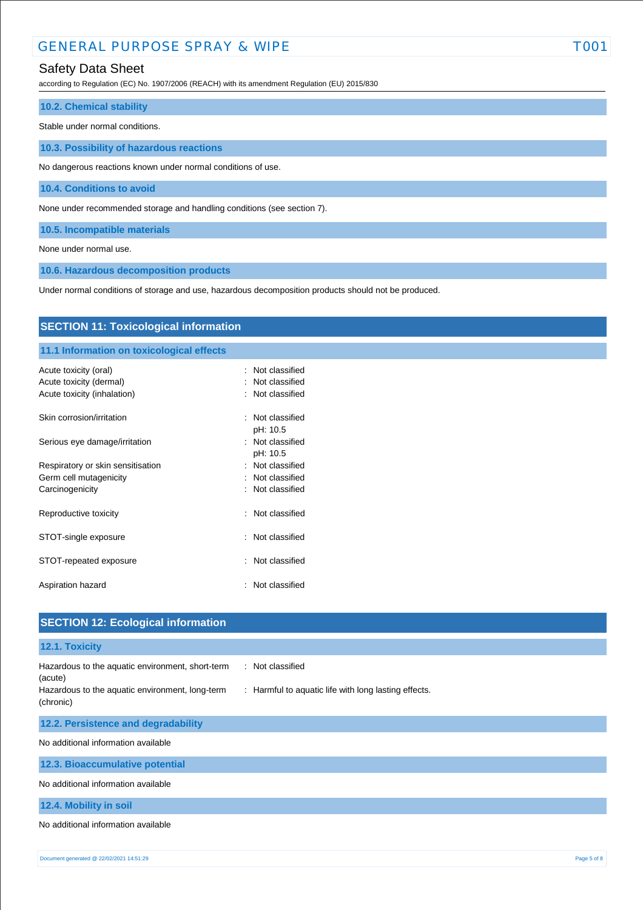### 10.2. Chemical stability

Stable under normal conditions.

### 10.3. Possibility of hazardous reactions

No dangerous reactions known under normal conditions of use.

### 10.4. Conditions to avoid

None under recommended storage and handling conditions (see section 7).

### 10.5. Incompatible materials

None under normal use.

### 10.6. Hazardous decomposition products

Under normal conditions of storage and use, hazardous decomposition products should not be produced.

## SECTION 11: Toxicological information

### 11.1 Information on toxicological effects

| | |
|---|---|
| Acute toxicity (oral) | : Not classified |
| Acute toxicity (dermal) | : Not classified |
| Acute toxicity (inhalation) | : Not classified |
| Skin corrosion/irritation | : Not classified<br>pH: 10.5 |
| Serious eye damage/irritation | : Not classified<br>pH: 10.5 |
| Respiratory or skin sensitisation | : Not classified |
| Germ cell mutagenicity | : Not classified |
| Carcinogenicity | : Not classified |
| Reproductive toxicity | : Not classified |
| STOT-single exposure | : Not classified |
| STOT-repeated exposure | : Not classified |
| Aspiration hazard | : Not classified |

## SECTION 12: Ecological information

### 12.1. Toxicity

| | |
|---|---|
| Hazardous to the aquatic environment, short-term (acute) | : Not classified |
| Hazardous to the aquatic environment, long-term (chronic) | : Harmful to aquatic life with long lasting effects. |

### 12.2. Persistence and degradability

No additional information available

### 12.3. Bioaccumulative potential

No additional information available

### 12.4. Mobility in soil

No additional information available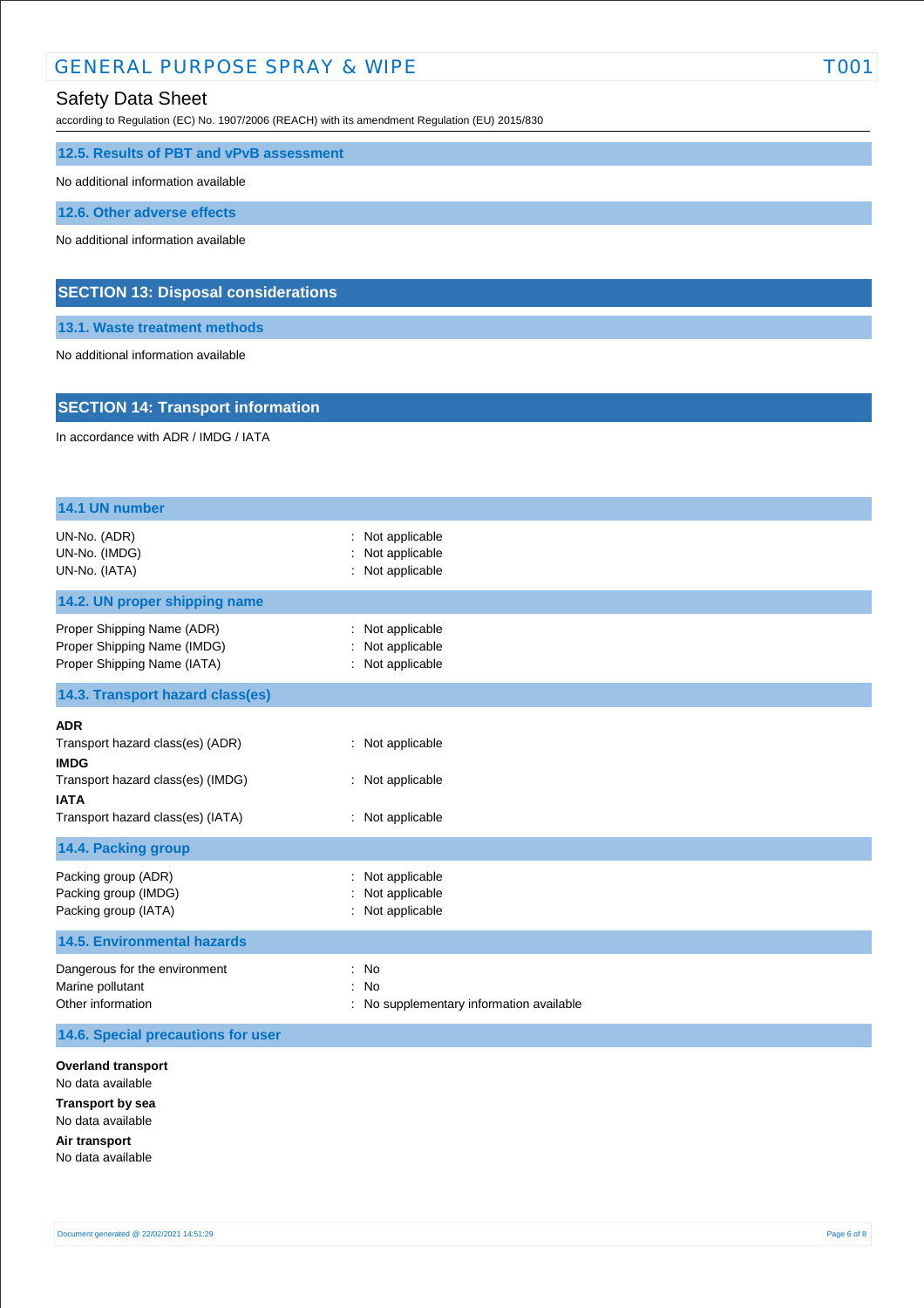### 12.5. Results of PBT and vPvB assessment

No additional information available

### 12.6. Other adverse effects

No additional information available

## SECTION 13: Disposal considerations

### 13.1. Waste treatment methods

No additional information available

## SECTION 14: Transport information

In accordance with ADR / IMDG / IATA

### 14.1 UN number

| | |
|---|---|
| UN-No. (ADR) | : Not applicable |
| UN-No. (IMDG) | : Not applicable |
| UN-No. (IATA) | : Not applicable |

### 14.2. UN proper shipping name

| | |
|---|---|
| Proper Shipping Name (ADR) | : Not applicable |
| Proper Shipping Name (IMDG) | : Not applicable |
| Proper Shipping Name (IATA) | : Not applicable |

### 14.3. Transport hazard class(es)

**ADR**

| | |
|---|---|
| Transport hazard class(es) (ADR) | : Not applicable |

**IMDG**

| | |
|---|---|
| Transport hazard class(es) (IMDG) | : Not applicable |

**IATA**

| | |
|---|---|
| Transport hazard class(es) (IATA) | : Not applicable |

### 14.4. Packing group

| | |
|---|---|
| Packing group (ADR) | : Not applicable |
| Packing group (IMDG) | : Not applicable |
| Packing group (IATA) | : Not applicable |

### 14.5. Environmental hazards

| | |
|---|---|
| Dangerous for the environment | : No |
| Marine pollutant | : No |
| Other information | : No supplementary information available |

### 14.6. Special precautions for user

**Overland transport**

No data available

**Transport by sea**

No data available

**Air transport**

No data available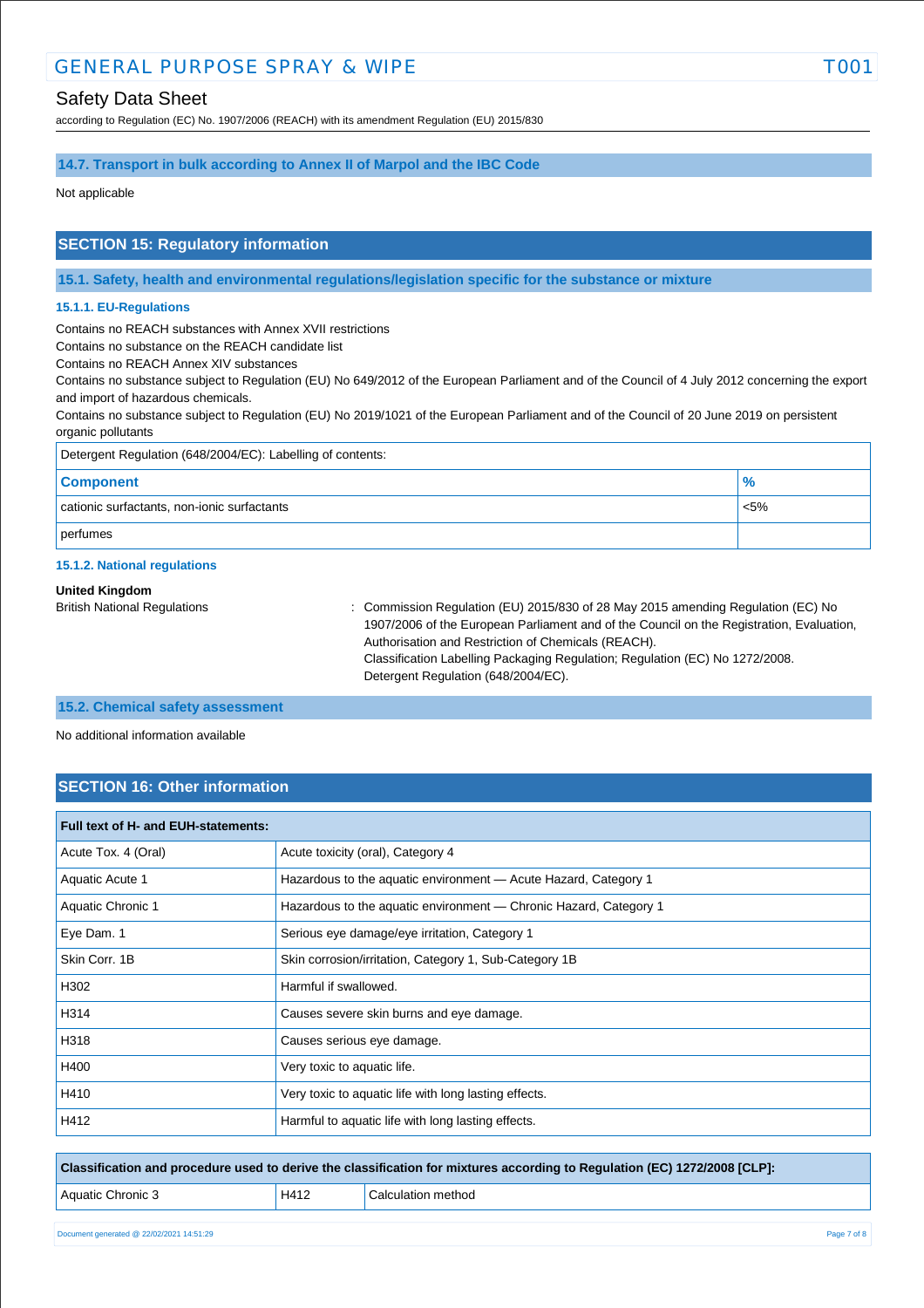### 14.7. Transport in bulk according to Annex II of Marpol and the IBC Code

Not applicable

## SECTION 15: Regulatory information

### 15.1. Safety, health and environmental regulations/legislation specific for the substance or mixture

#### 15.1.1. EU-Regulations

Contains no REACH substances with Annex XVII restrictions
Contains no substance on the REACH candidate list
Contains no REACH Annex XIV substances
Contains no substance subject to Regulation (EU) No 649/2012 of the European Parliament and of the Council of 4 July 2012 concerning the export and import of hazardous chemicals.
Contains no substance subject to Regulation (EU) No 2019/1021 of the European Parliament and of the Council of 20 June 2019 on persistent organic pollutants

Detergent Regulation (648/2004/EC): Labelling of contents:

| Component | % |
|---|---|
| cationic surfactants, non-ionic surfactants | <5% |
| perfumes | |

#### 15.1.2. National regulations

**United Kingdom**

British National Regulations : Commission Regulation (EU) 2015/830 of 28 May 2015 amending Regulation (EC) No 1907/2006 of the European Parliament and of the Council on the Registration, Evaluation, Authorisation and Restriction of Chemicals (REACH).
Classification Labelling Packaging Regulation; Regulation (EC) No 1272/2008.
Detergent Regulation (648/2004/EC).

### 15.2. Chemical safety assessment

No additional information available

## SECTION 16: Other information

| Full text of H- and EUH-statements: | |
|---|---|
| Acute Tox. 4 (Oral) | Acute toxicity (oral), Category 4 |
| Aquatic Acute 1 | Hazardous to the aquatic environment — Acute Hazard, Category 1 |
| Aquatic Chronic 1 | Hazardous to the aquatic environment — Chronic Hazard, Category 1 |
| Eye Dam. 1 | Serious eye damage/eye irritation, Category 1 |
| Skin Corr. 1B | Skin corrosion/irritation, Category 1, Sub-Category 1B |
| H302 | Harmful if swallowed. |
| H314 | Causes severe skin burns and eye damage. |
| H318 | Causes serious eye damage. |
| H400 | Very toxic to aquatic life. |
| H410 | Very toxic to aquatic life with long lasting effects. |
| H412 | Harmful to aquatic life with long lasting effects. |

| Classification and procedure used to derive the classification for mixtures according to Regulation (EC) 1272/2008 [CLP]: | | |
|---|---|---|
| Aquatic Chronic 3 | H412 | Calculation method |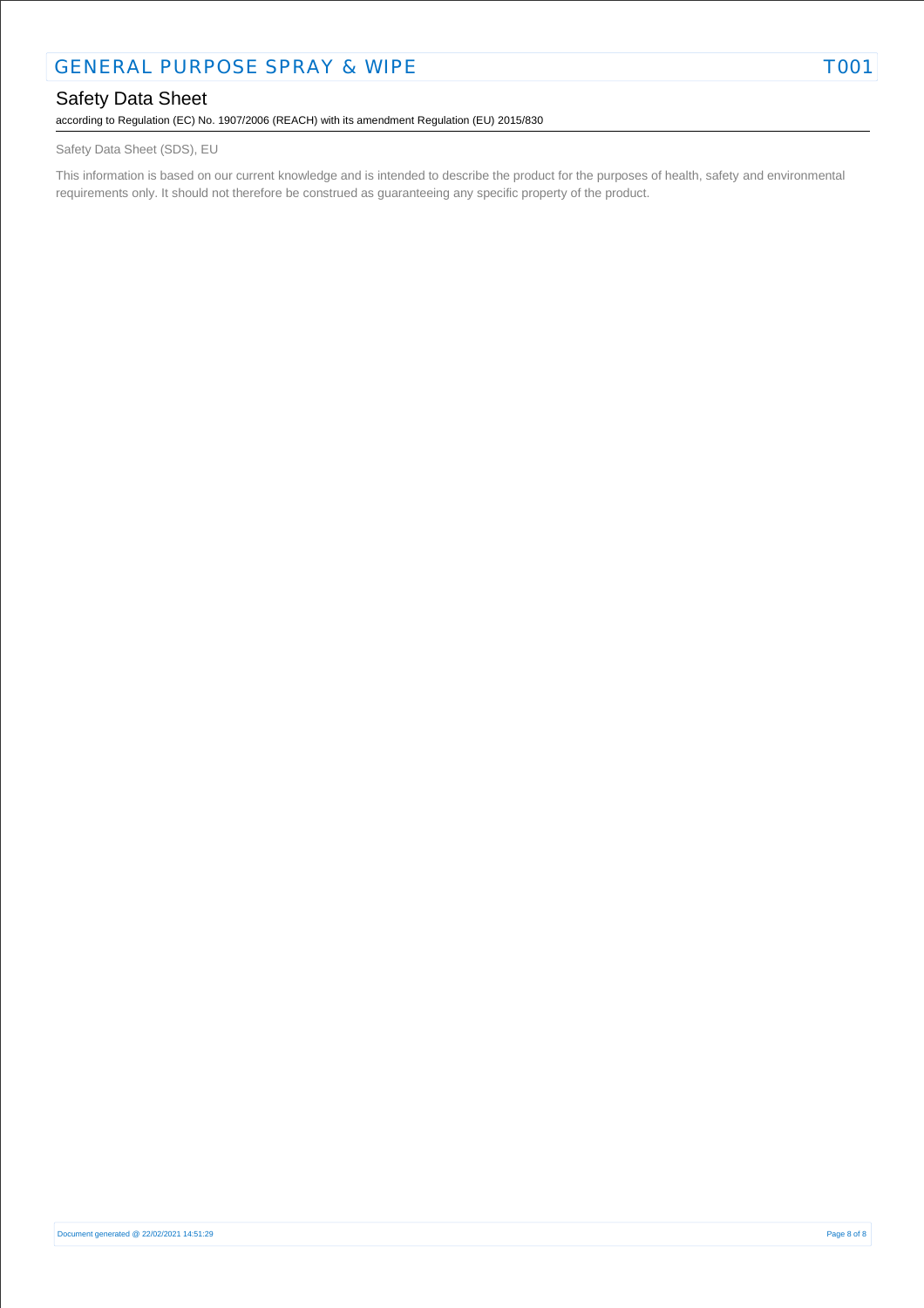Safety Data Sheet (SDS), EU

This information is based on our current knowledge and is intended to describe the product for the purposes of health, safety and environmental requirements only. It should not therefore be construed as guaranteeing any specific property of the product.